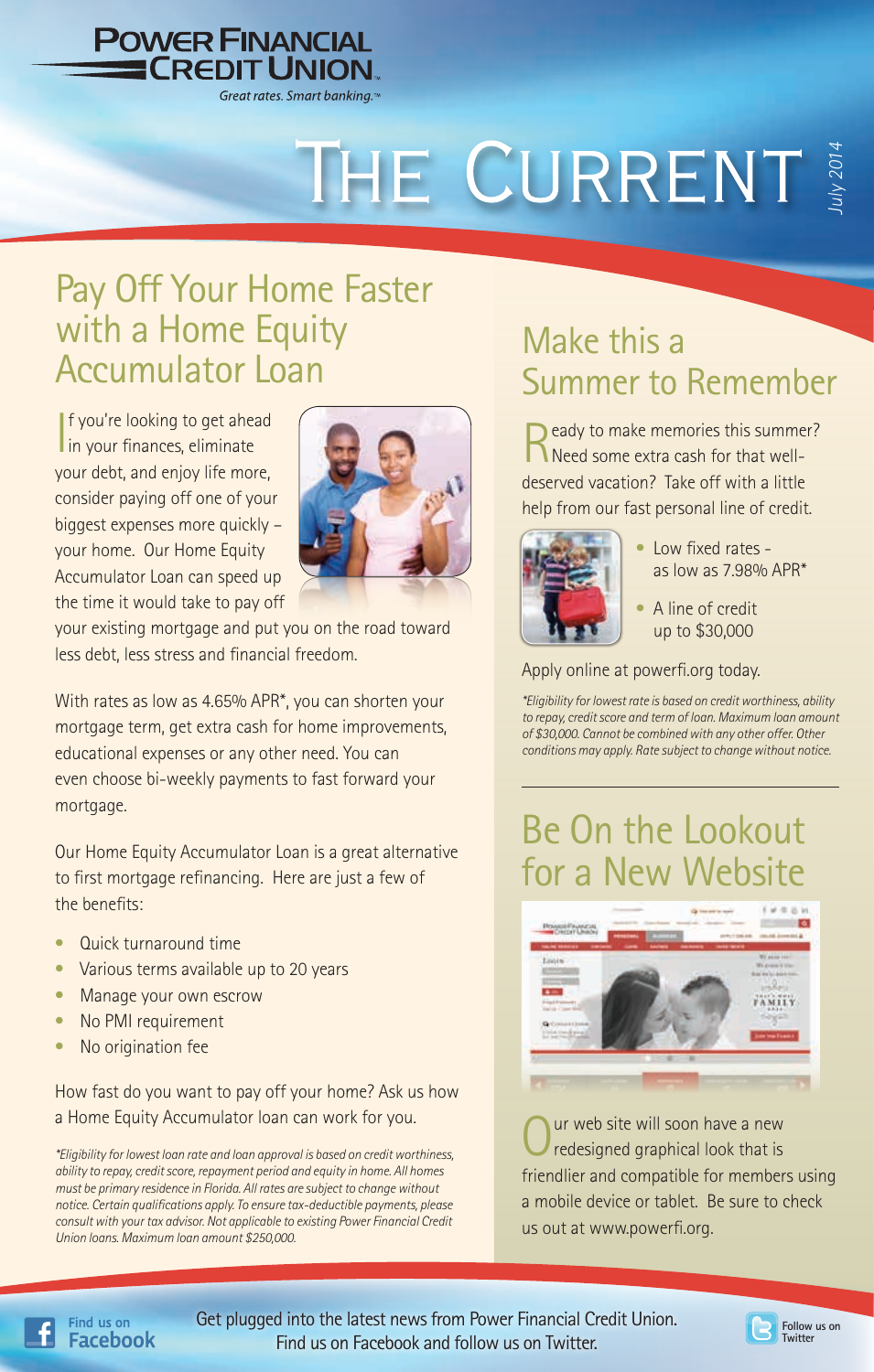POWER FINANCIAL CREDIT UNION

*Great rates. Smart banking.™*

# The Current

*July 2014*

## Pay Off Your Home Faster with a Home Equity Accumulator Loan

If you're looking to get ahead in your finances, eliminate your debt, and enjoy life more, consider paying off one of your biggest expenses more quickly – your home. Our Home Equity Accumulator Loan can speed up the time it would take to pay off your existing mortgage and put you on the road toward less debt, less stress and financial freedom.

With rates as low as 4.65% APR*, you can shorten your mortgage term, get extra cash for home improvements, educational expenses or any other need. You can even choose bi-weekly payments to fast forward your mortgage.

Our Home Equity Accumulator Loan is a great alternative to first mortgage refinancing. Here are just a few of the benefits:

- Quick turnaround time
- Various terms available up to 20 years
- Manage your own escrow
- No PMI requirement
- No origination fee

How fast do you want to pay off your home? Ask us how a Home Equity Accumulator loan can work for you.

*\*Eligibility for lowest loan rate and loan approval is based on credit worthiness, ability to repay, credit score, repayment period and equity in home. All homes must be primary residence in Florida. All rates are subject to change without notice. Certain qualifications apply. To ensure tax-deductible payments, please consult with your tax advisor. Not applicable to existing Power Financial Credit Union loans. Maximum loan amount $250,000.*

## Make this a Summer to Remember

Ready to make memories this summer? Need some extra cash for that well-deserved vacation? Take off with a little help from our fast personal line of credit.

- Low fixed rates - as low as 7.98% APR*
- A line of credit up to $30,000

Apply online at powerfi.org today.

*\*Eligibility for lowest rate is based on credit worthiness, ability to repay, credit score and term of loan. Maximum loan amount of $30,000. Cannot be combined with any other offer. Other conditions may apply. Rate subject to change without notice.*

## Be On the Lookout for a New Website

Our web site will soon have a new redesigned graphical look that is friendlier and compatible for members using a mobile device or tablet. Be sure to check us out at www.powerfi.org.

Find us on Facebook

Get plugged into the latest news from Power Financial Credit Union. Find us on Facebook and follow us on Twitter.

Follow us on Twitter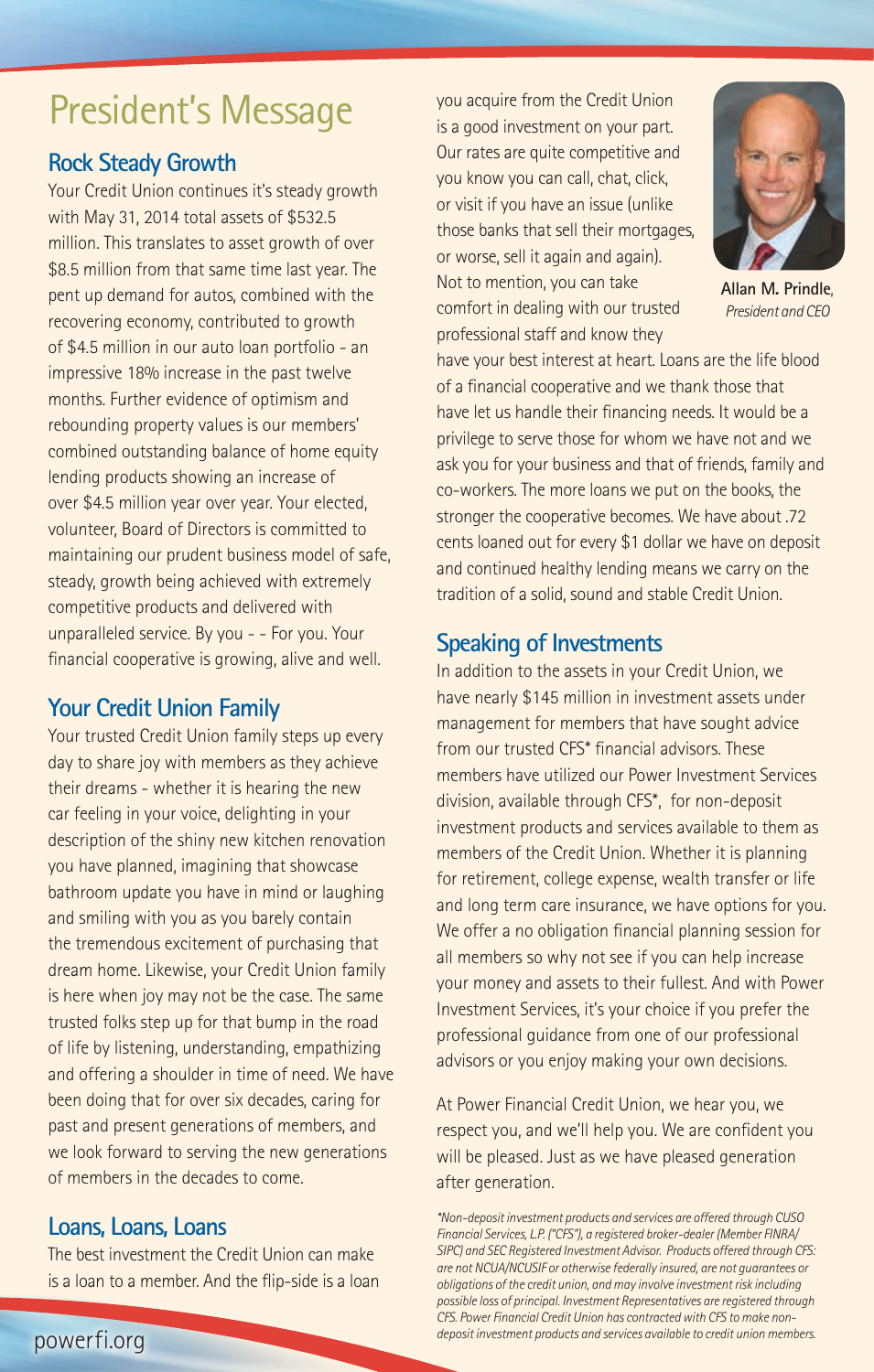# President's Message

## Rock Steady Growth

Your Credit Union continues it's steady growth with May 31, 2014 total assets of $532.5 million. This translates to asset growth of over $8.5 million from that same time last year. The pent up demand for autos, combined with the recovering economy, contributed to growth of $4.5 million in our auto loan portfolio - an impressive 18% increase in the past twelve months. Further evidence of optimism and rebounding property values is our members' combined outstanding balance of home equity lending products showing an increase of over $4.5 million year over year. Your elected, volunteer, Board of Directors is committed to maintaining our prudent business model of safe, steady, growth being achieved with extremely competitive products and delivered with unparalleled service. By you - - For you. Your financial cooperative is growing, alive and well.

## Your Credit Union Family

Your trusted Credit Union family steps up every day to share joy with members as they achieve their dreams - whether it is hearing the new car feeling in your voice, delighting in your description of the shiny new kitchen renovation you have planned, imagining that showcase bathroom update you have in mind or laughing and smiling with you as you barely contain the tremendous excitement of purchasing that dream home. Likewise, your Credit Union family is here when joy may not be the case. The same trusted folks step up for that bump in the road of life by listening, understanding, empathizing and offering a shoulder in time of need. We have been doing that for over six decades, caring for past and present generations of members, and we look forward to serving the new generations of members in the decades to come.

## Loans, Loans, Loans

The best investment the Credit Union can make is a loan to a member. And the flip-side is a loan you acquire from the Credit Union is a good investment on your part. Our rates are quite competitive and you know you can call, chat, click, or visit if you have an issue (unlike those banks that sell their mortgages, or worse, sell it again and again). Not to mention, you can take comfort in dealing with our trusted professional staff and know they have your best interest at heart. Loans are the life blood of a financial cooperative and we thank those that have let us handle their financing needs. It would be a privilege to serve those for whom we have not and we ask you for your business and that of friends, family and co-workers. The more loans we put on the books, the stronger the cooperative becomes. We have about .72 cents loaned out for every $1 dollar we have on deposit and continued healthy lending means we carry on the tradition of a solid, sound and stable Credit Union.

**Allan M. Prindle**, *President and CEO*

## Speaking of Investments

In addition to the assets in your Credit Union, we have nearly $145 million in investment assets under management for members that have sought advice from our trusted CFS* financial advisors. These members have utilized our Power Investment Services division, available through CFS*, for non-deposit investment products and services available to them as members of the Credit Union. Whether it is planning for retirement, college expense, wealth transfer or life and long term care insurance, we have options for you. We offer a no obligation financial planning session for all members so why not see if you can help increase your money and assets to their fullest. And with Power Investment Services, it's your choice if you prefer the professional guidance from one of our professional advisors or you enjoy making your own decisions.

At Power Financial Credit Union, we hear you, we respect you, and we'll help you. We are confident you will be pleased. Just as we have pleased generation after generation.

*\*Non-deposit investment products and services are offered through CUSO Financial Services, L.P. ("CFS"), a registered broker-dealer (Member FINRA/SIPC) and SEC Registered Investment Advisor. Products offered through CFS: are not NCUA/NCUSIF or otherwise federally insured, are not guarantees or obligations of the credit union, and may involve investment risk including possible loss of principal. Investment Representatives are registered through CFS. Power Financial Credit Union has contracted with CFS to make non-deposit investment products and services available to credit union members.*

powerfi.org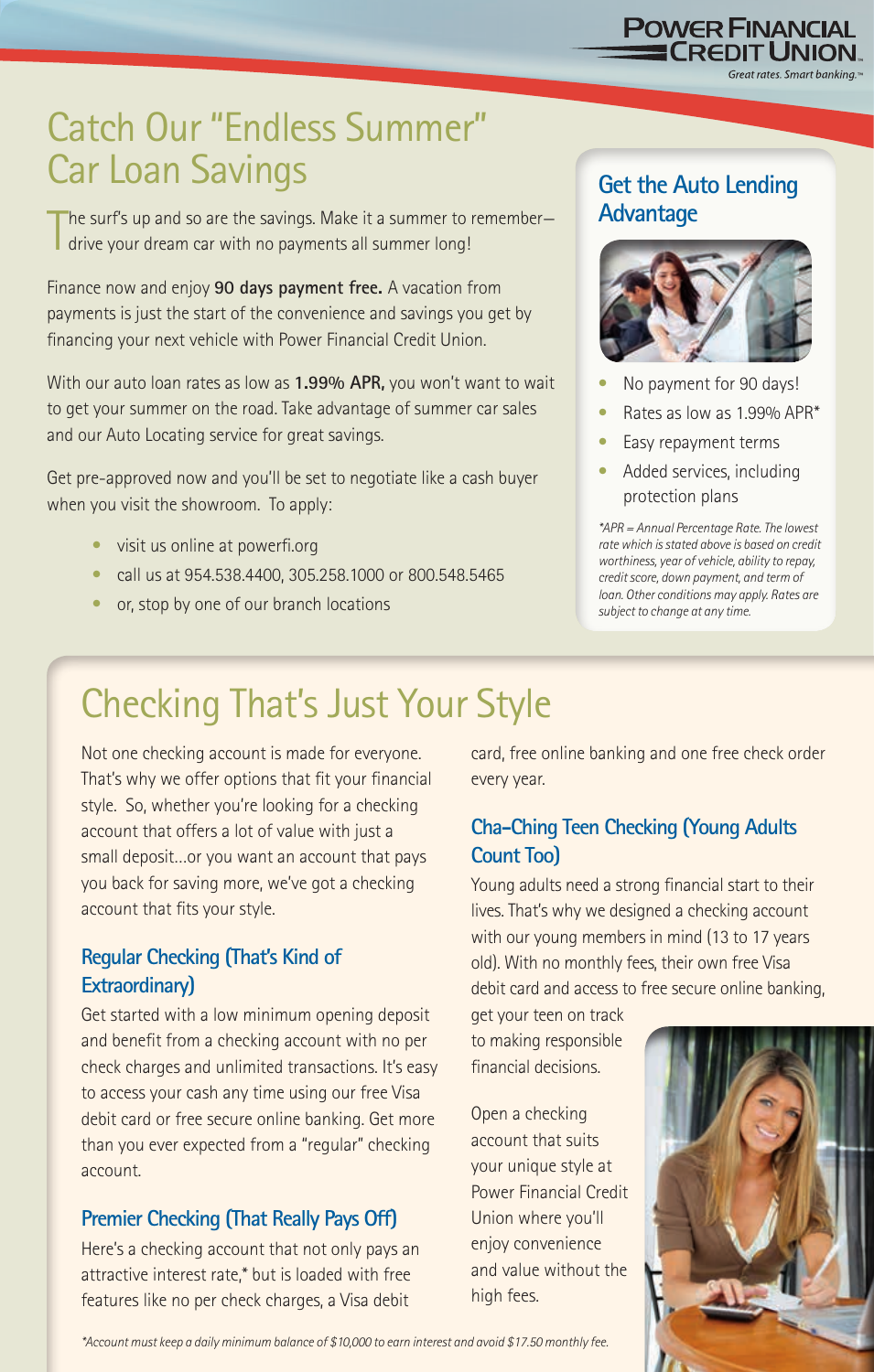POWER FINANCIAL CREDIT UNION

*Great rates. Smart banking.*™

# Catch Our "Endless Summer" Car Loan Savings

The surf's up and so are the savings. Make it a summer to remember—drive your dream car with no payments all summer long!

Finance now and enjoy **90 days payment free.** A vacation from payments is just the start of the convenience and savings you get by financing your next vehicle with Power Financial Credit Union.

With our auto loan rates as low as **1.99% APR,** you won't want to wait to get your summer on the road. Take advantage of summer car sales and our Auto Locating service for great savings.

Get pre-approved now and you'll be set to negotiate like a cash buyer when you visit the showroom. To apply:

- visit us online at powerfi.org
- call us at 954.538.4400, 305.258.1000 or 800.548.5465
- or, stop by one of our branch locations

## Get the Auto Lending Advantage

- No payment for 90 days!
- Rates as low as 1.99% APR*
- Easy repayment terms
- Added services, including protection plans

*\*APR = Annual Percentage Rate. The lowest rate which is stated above is based on credit worthiness, year of vehicle, ability to repay, credit score, down payment, and term of loan. Other conditions may apply. Rates are subject to change at any time.*

# Checking That's Just Your Style

Not one checking account is made for everyone. That's why we offer options that fit your financial style. So, whether you're looking for a checking account that offers a lot of value with just a small deposit…or you want an account that pays you back for saving more, we've got a checking account that fits your style.

### Regular Checking (That's Kind of Extraordinary)

Get started with a low minimum opening deposit and benefit from a checking account with no per check charges and unlimited transactions. It's easy to access your cash any time using our free Visa debit card or free secure online banking. Get more than you ever expected from a "regular" checking account.

### Premier Checking (That Really Pays Off)

Here's a checking account that not only pays an attractive interest rate,* but is loaded with free features like no per check charges, a Visa debit card, free online banking and one free check order every year.

### Cha-Ching Teen Checking (Young Adults Count Too)

Young adults need a strong financial start to their lives. That's why we designed a checking account with our young members in mind (13 to 17 years old). With no monthly fees, their own free Visa debit card and access to free secure online banking, get your teen on track to making responsible financial decisions.

Open a checking account that suits your unique style at Power Financial Credit Union where you'll enjoy convenience and value without the high fees.

*\*Account must keep a daily minimum balance of $10,000 to earn interest and avoid $17.50 monthly fee.*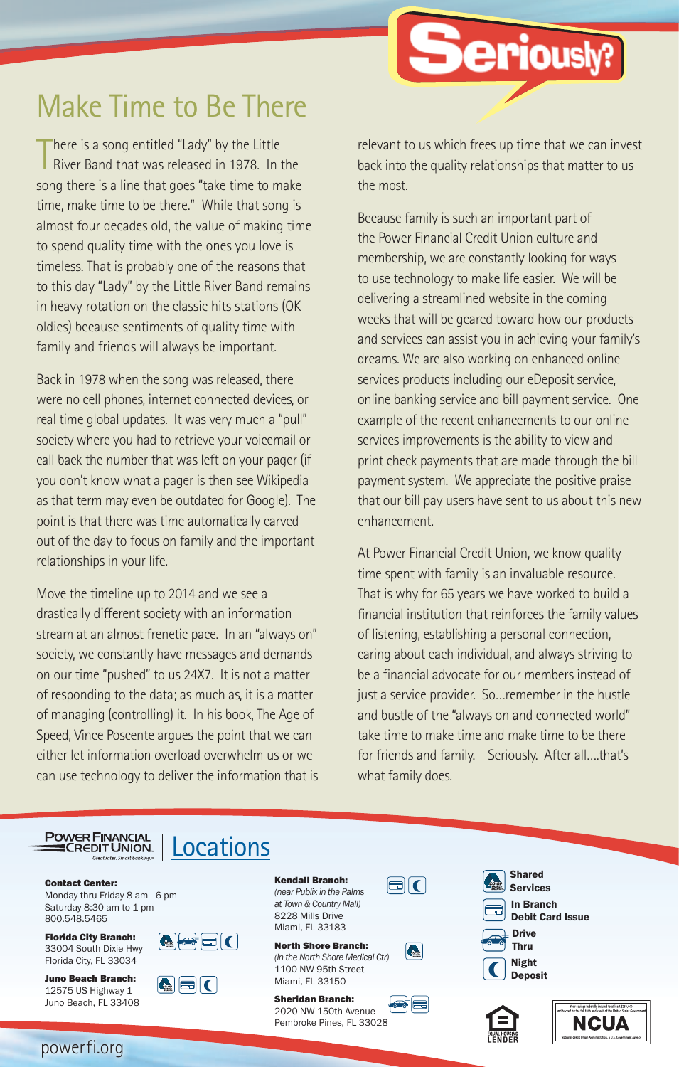Seriously?

# Make Time to Be There

There is a song entitled "Lady" by the Little River Band that was released in 1978. In the song there is a line that goes "take time to make time, make time to be there." While that song is almost four decades old, the value of making time to spend quality time with the ones you love is timeless. That is probably one of the reasons that to this day "Lady" by the Little River Band remains in heavy rotation on the classic hits stations (OK oldies) because sentiments of quality time with family and friends will always be important.

Back in 1978 when the song was released, there were no cell phones, internet connected devices, or real time global updates. It was very much a "pull" society where you had to retrieve your voicemail or call back the number that was left on your pager (if you don't know what a pager is then see Wikipedia as that term may even be outdated for Google). The point is that there was time automatically carved out of the day to focus on family and the important relationships in your life.

Move the timeline up to 2014 and we see a drastically different society with an information stream at an almost frenetic pace. In an "always on" society, we constantly have messages and demands on our time "pushed" to us 24X7. It is not a matter of responding to the data; as much as, it is a matter of managing (controlling) it. In his book, The Age of Speed, Vince Poscente argues the point that we can either let information overload overwhelm us or we can use technology to deliver the information that is relevant to us which frees up time that we can invest back into the quality relationships that matter to us the most.

Because family is such an important part of the Power Financial Credit Union culture and membership, we are constantly looking for ways to use technology to make life easier. We will be delivering a streamlined website in the coming weeks that will be geared toward how our products and services can assist you in achieving your family's dreams. We are also working on enhanced online services products including our eDeposit service, online banking service and bill payment service. One example of the recent enhancements to our online services improvements is the ability to view and print check payments that are made through the bill payment system. We appreciate the positive praise that our bill pay users have sent to us about this new enhancement.

At Power Financial Credit Union, we know quality time spent with family is an invaluable resource. That is why for 65 years we have worked to build a financial institution that reinforces the family values of listening, establishing a personal connection, caring about each individual, and always striving to be a financial advocate for our members instead of just a service provider. So...remember in the hustle and bustle of the "always on and connected world" take time to make time and make time to be there for friends and family. Seriously. After all....that's what family does.

POWER FINANCIAL CREDIT UNION
*Great rates. Smart banking.*

## Locations

**Contact Center:**
Monday thru Friday 8 am - 6 pm
Saturday 8:30 am to 1 pm
800.548.5465

**Florida City Branch:**
33004 South Dixie Hwy
Florida City, FL 33034

**Juno Beach Branch:**
12575 US Highway 1
Juno Beach, FL 33408

**Kendall Branch:**
*(near Publix in the Palms at Town & Country Mall)*
8228 Mills Drive
Miami, FL 33183

**North Shore Branch:**
*(in the North Shore Medical Ctr)*
1100 NW 95th Street
Miami, FL 33150

**Sheridan Branch:**
2020 NW 150th Avenue
Pembroke Pines, FL 33028

**Shared Services**
**In Branch Debit Card Issue**
**Drive Thru**
**Night Deposit**

EQUAL HOUSING LENDER

NCUA

powerfi.org